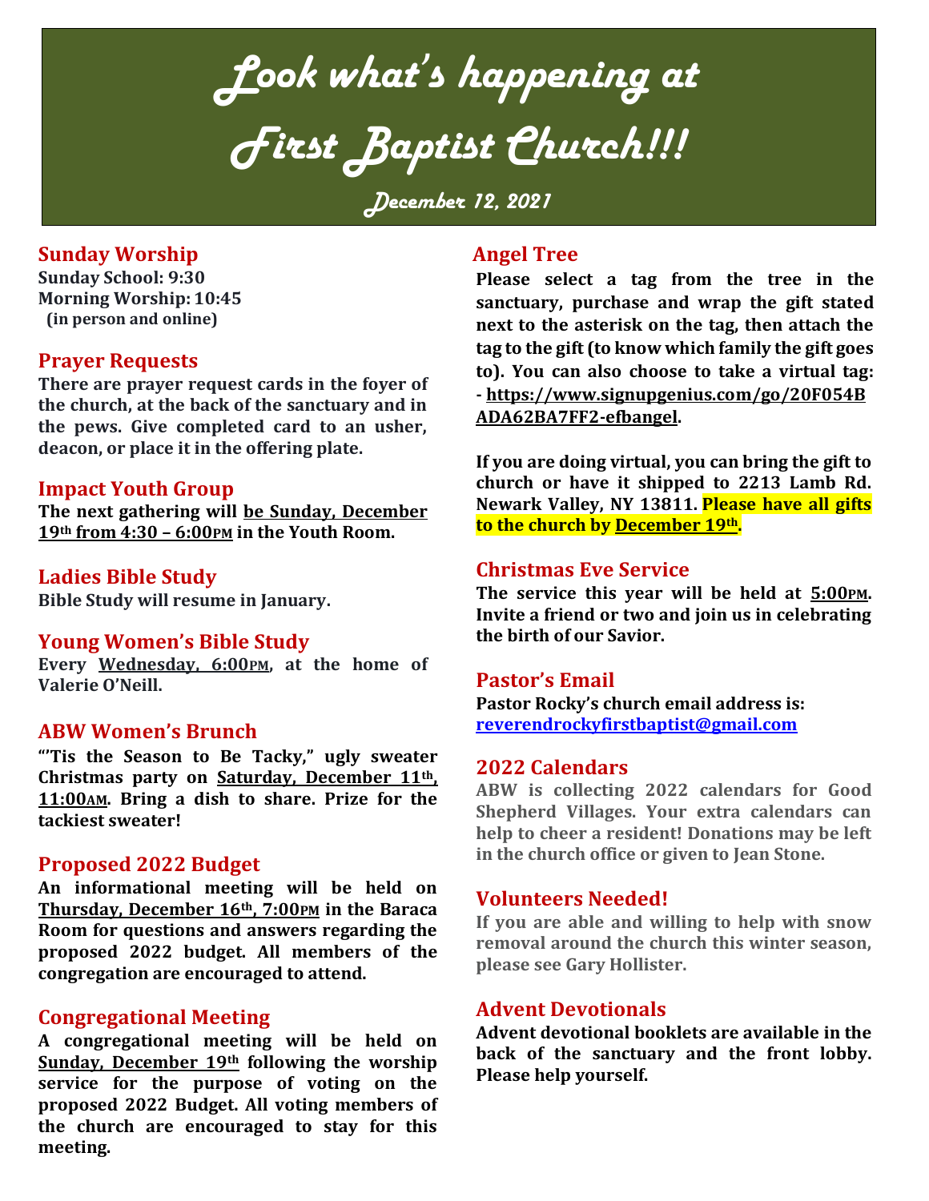# Look what's happening at First Baptist Church!!!

**December 12, 2021**

## Sunday Worship

**Sunday School: 9:30**
**Morning Worship: 10:45**
**(in person and online)**

## Prayer Requests

**There are prayer request cards in the foyer of the church, at the back of the sanctuary and in the pews. Give completed card to an usher, deacon, or place it in the offering plate.**

## Impact Youth Group

**The next gathering will be Sunday, December 19th from 4:30 – 6:00PM in the Youth Room.**

## Ladies Bible Study

**Bible Study will resume in January.**

## Young Women's Bible Study

**Every Wednesday, 6:00PM, at the home of Valerie O'Neill.**

## ABW Women's Brunch

**"'Tis the Season to Be Tacky," ugly sweater Christmas party on Saturday, December 11th, 11:00AM. Bring a dish to share. Prize for the tackiest sweater!**

## Proposed 2022 Budget

**An informational meeting will be held on Thursday, December 16th, 7:00PM in the Baraca Room for questions and answers regarding the proposed 2022 budget. All members of the congregation are encouraged to attend.**

## Congregational Meeting

**A congregational meeting will be held on Sunday, December 19th following the worship service for the purpose of voting on the proposed 2022 Budget. All voting members of the church are encouraged to stay for this meeting.**

## Angel Tree

**Please select a tag from the tree in the sanctuary, purchase and wrap the gift stated next to the asterisk on the tag, then attach the tag to the gift (to know which family the gift goes to). You can also choose to take a virtual tag: - https://www.signupgenius.com/go/20F054BADA62BA7FF2-efbangel.**

**If you are doing virtual, you can bring the gift to church or have it shipped to 2213 Lamb Rd. Newark Valley, NY 13811. Please have all gifts to the church by December 19th.**

## Christmas Eve Service

**The service this year will be held at 5:00PM. Invite a friend or two and join us in celebrating the birth of our Savior.**

## Pastor's Email

**Pastor Rocky's church email address is:**
**reverendrockyfirstbaptist@gmail.com**

## 2022 Calendars

**ABW is collecting 2022 calendars for Good Shepherd Villages. Your extra calendars can help to cheer a resident! Donations may be left in the church office or given to Jean Stone.**

## Volunteers Needed!

**If you are able and willing to help with snow removal around the church this winter season, please see Gary Hollister.**

## Advent Devotionals

**Advent devotional booklets are available in the back of the sanctuary and the front lobby. Please help yourself.**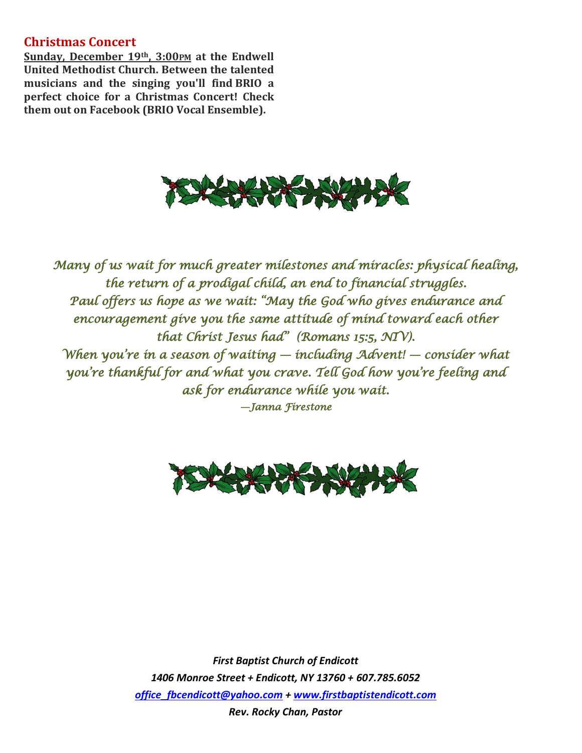## Christmas Concert

**Sunday, December 19th, 3:00PM at the Endwell United Methodist Church. Between the talented musicians and the singing you'll find BRIO a perfect choice for a Christmas Concert! Check them out on Facebook (BRIO Vocal Ensemble).**

*Many of us wait for much greater milestones and miracles: physical healing, the return of a prodigal child, an end to financial struggles. Paul offers us hope as we wait: "May the God who gives endurance and encouragement give you the same attitude of mind toward each other that Christ Jesus had" (Romans 15:5, NIV). When you're in a season of waiting — including Advent! — consider what you're thankful for and what you crave. Tell God how you're feeling and ask for endurance while you wait.*

*—Janna Firestone*

***First Baptist Church of Endicott***
***1406 Monroe Street + Endicott, NY 13760 + 607.785.6052***
***office_fbcendicott@yahoo.com + www.firstbaptistendicott.com***
***Rev. Rocky Chan, Pastor***